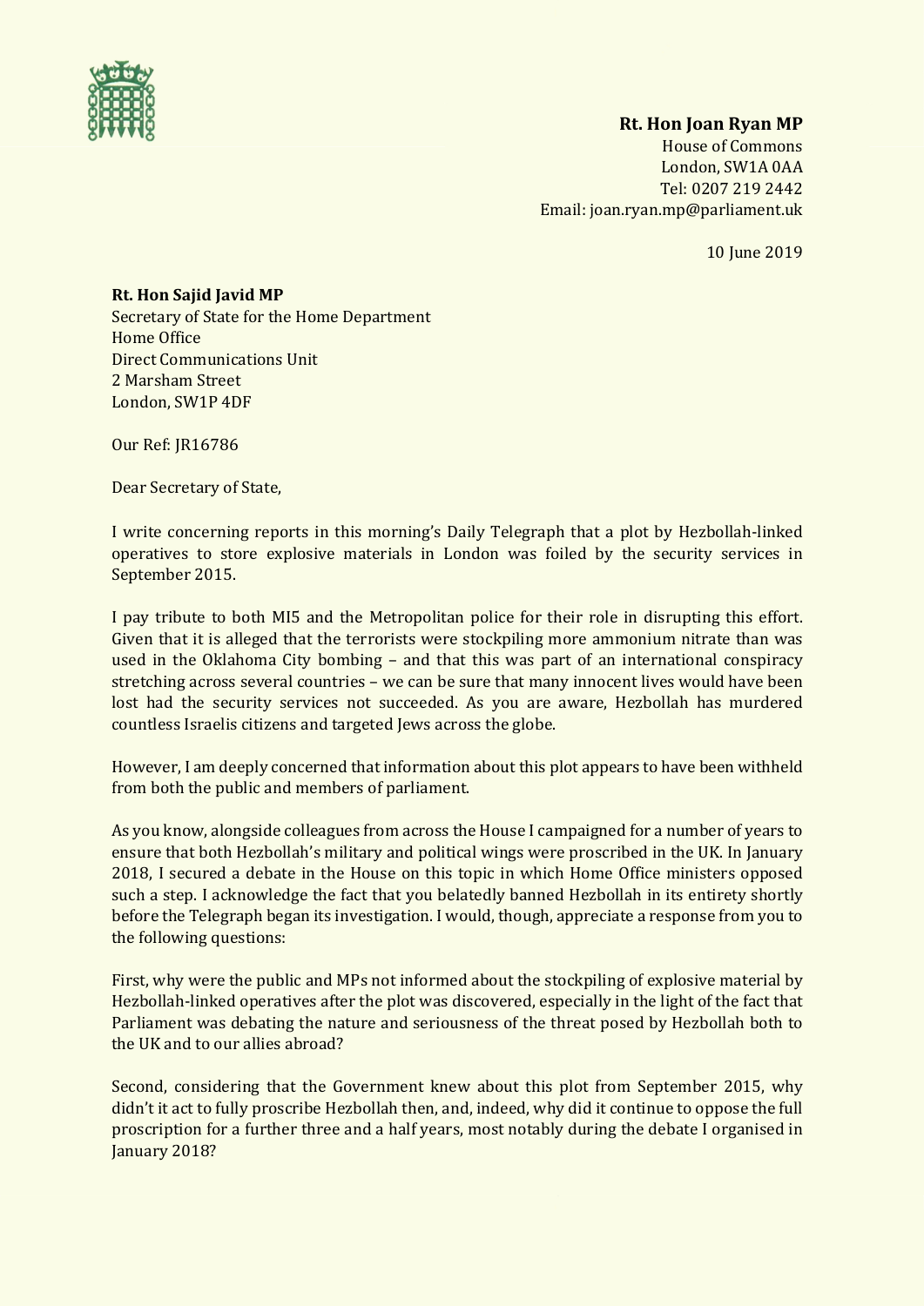**Rt. Hon Joan Ryan MP**
House of Commons
London, SW1A 0AA
Tel: 0207 219 2442
Email: joan.ryan.mp@parliament.uk

10 June 2019

**Rt. Hon Sajid Javid MP**
Secretary of State for the Home Department
Home Office
Direct Communications Unit
2 Marsham Street
London, SW1P 4DF

Our Ref: JR16786

Dear Secretary of State,

I write concerning reports in this morning's Daily Telegraph that a plot by Hezbollah-linked operatives to store explosive materials in London was foiled by the security services in September 2015.

I pay tribute to both MI5 and the Metropolitan police for their role in disrupting this effort. Given that it is alleged that the terrorists were stockpiling more ammonium nitrate than was used in the Oklahoma City bombing – and that this was part of an international conspiracy stretching across several countries – we can be sure that many innocent lives would have been lost had the security services not succeeded. As you are aware, Hezbollah has murdered countless Israelis citizens and targeted Jews across the globe.

However, I am deeply concerned that information about this plot appears to have been withheld from both the public and members of parliament.

As you know, alongside colleagues from across the House I campaigned for a number of years to ensure that both Hezbollah's military and political wings were proscribed in the UK. In January 2018, I secured a debate in the House on this topic in which Home Office ministers opposed such a step. I acknowledge the fact that you belatedly banned Hezbollah in its entirety shortly before the Telegraph began its investigation. I would, though, appreciate a response from you to the following questions:

First, why were the public and MPs not informed about the stockpiling of explosive material by Hezbollah-linked operatives after the plot was discovered, especially in the light of the fact that Parliament was debating the nature and seriousness of the threat posed by Hezbollah both to the UK and to our allies abroad?

Second, considering that the Government knew about this plot from September 2015, why didn't it act to fully proscribe Hezbollah then, and, indeed, why did it continue to oppose the full proscription for a further three and a half years, most notably during the debate I organised in January 2018?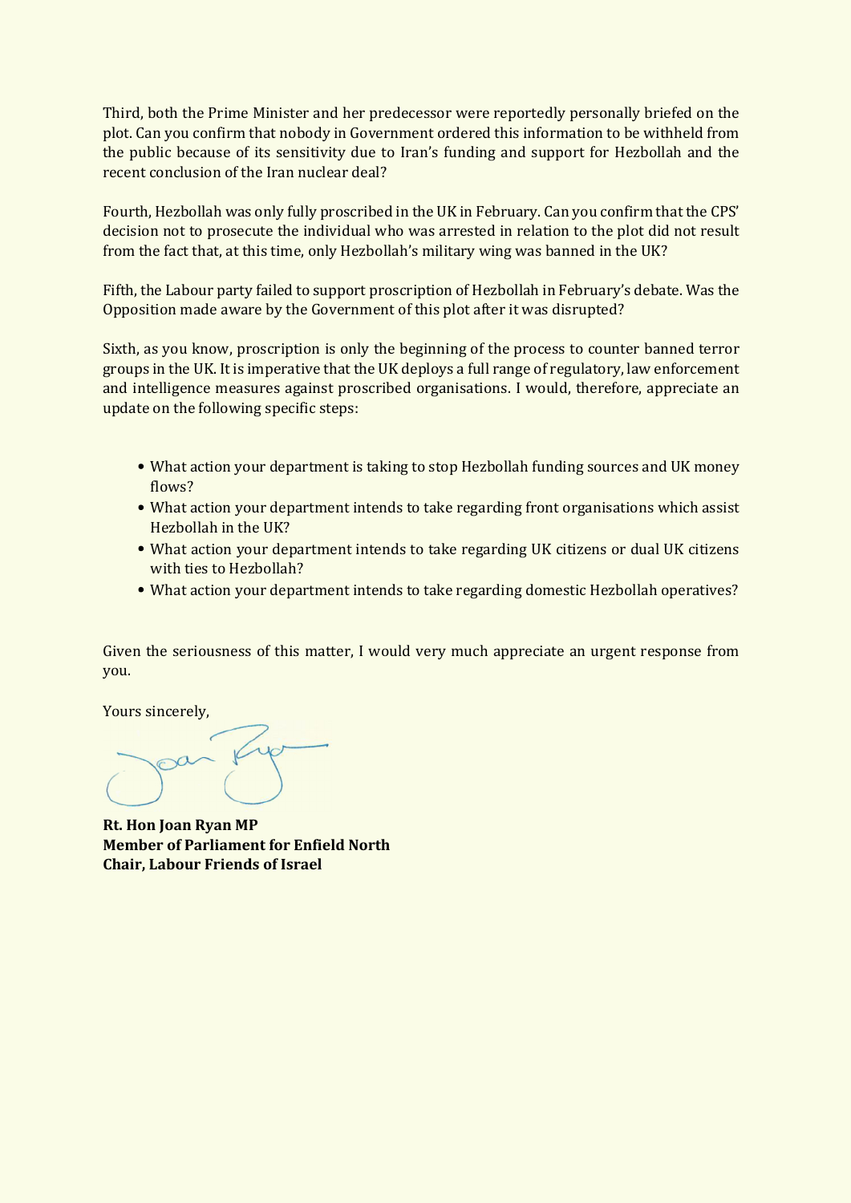Third, both the Prime Minister and her predecessor were reportedly personally briefed on the plot. Can you confirm that nobody in Government ordered this information to be withheld from the public because of its sensitivity due to Iran's funding and support for Hezbollah and the recent conclusion of the Iran nuclear deal?

Fourth, Hezbollah was only fully proscribed in the UK in February. Can you confirm that the CPS' decision not to prosecute the individual who was arrested in relation to the plot did not result from the fact that, at this time, only Hezbollah's military wing was banned in the UK?

Fifth, the Labour party failed to support proscription of Hezbollah in February's debate. Was the Opposition made aware by the Government of this plot after it was disrupted?

Sixth, as you know, proscription is only the beginning of the process to counter banned terror groups in the UK. It is imperative that the UK deploys a full range of regulatory, law enforcement and intelligence measures against proscribed organisations. I would, therefore, appreciate an update on the following specific steps:

- What action your department is taking to stop Hezbollah funding sources and UK money flows?
- What action your department intends to take regarding front organisations which assist Hezbollah in the UK?
- What action your department intends to take regarding UK citizens or dual UK citizens with ties to Hezbollah?
- What action your department intends to take regarding domestic Hezbollah operatives?

Given the seriousness of this matter, I would very much appreciate an urgent response from you.

Yours sincerely,

**Rt. Hon Joan Ryan MP**
**Member of Parliament for Enfield North**
**Chair, Labour Friends of Israel**